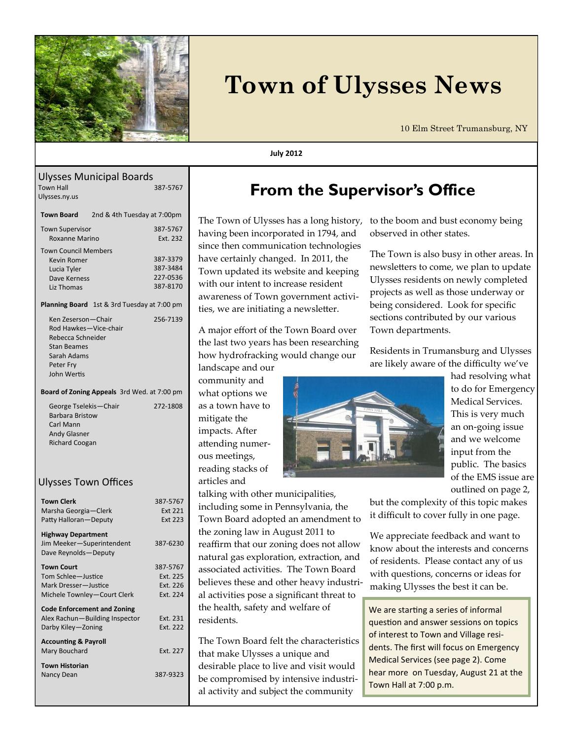# Town of Ulysses News

10 Elm Street Trumansburg, NY

**July 2012**

## Ulysses Municipal Boards

Town Hall 387-5767
Ulysses.ny.us

**Town Board** 2nd & 4th Tuesday at 7:00pm

Town Supervisor 387-5767
Roxanne Marino Ext. 232

Town Council Members
Kevin Romer 387-3379
Lucia Tyler 387-3484
Dave Kerness 227-0536
Liz Thomas 387-8170

**Planning Board** 1st & 3rd Tuesday at 7:00 pm

Ken Zeserson—Chair 256-7139
Rod Hawkes—Vice-chair
Rebecca Schneider
Stan Beames
Sarah Adams
Peter Fry
John Wertis

**Board of Zoning Appeals** 3rd Wed. at 7:00 pm

George Tselekis—Chair 272-1808
Barbara Bristow
Carl Mann
Andy Glasner
Richard Coogan

## Ulysses Town Offices

**Town Clerk** 387-5767
Marsha Georgia—Clerk Ext 221
Patty Halloran—Deputy Ext 223

**Highway Department**
Jim Meeker—Superintendent 387-6230
Dave Reynolds—Deputy

**Town Court** 387-5767
Tom Schlee—Justice Ext. 225
Mark Dresser—Justice Ext. 226
Michele Townley—Court Clerk Ext. 224

**Code Enforcement and Zoning**
Alex Rachun—Building Inspector Ext. 231
Darby Kiley—Zoning Ext. 222

**Accounting & Payroll**
Mary Bouchard Ext. 227

**Town Historian**
Nancy Dean 387-9323

# From the Supervisor's Office

The Town of Ulysses has a long history, having been incorporated in 1794, and since then communication technologies have certainly changed. In 2011, the Town updated its website and keeping with our intent to increase resident awareness of Town government activities, we are initiating a newsletter.

A major effort of the Town Board over the last two years has been researching how hydrofracking would change our landscape and our community and what options we as a town have to mitigate the impacts. After attending numerous meetings, reading stacks of articles and talking with other municipalities, including some in Pennsylvania, the Town Board adopted an amendment to the zoning law in August 2011 to reaffirm that our zoning does not allow natural gas exploration, extraction, and associated activities. The Town Board believes these and other heavy industrial activities pose a significant threat to the health, safety and welfare of residents.

The Town Board felt the characteristics that make Ulysses a unique and desirable place to live and visit would be compromised by intensive industrial activity and subject the community to the boom and bust economy being observed in other states.

The Town is also busy in other areas. In newsletters to come, we plan to update Ulysses residents on newly completed projects as well as those underway or being considered. Look for specific sections contributed by our various Town departments.

Residents in Trumansburg and Ulysses are likely aware of the difficulty we've had resolving what to do for Emergency Medical Services. This is very much an on-going issue and we welcome input from the public. The basics of the EMS issue are outlined on page 2, but the complexity of this topic makes it difficult to cover fully in one page.

We appreciate feedback and want to know about the interests and concerns of residents. Please contact any of us with questions, concerns or ideas for making Ulysses the best it can be.

We are starting a series of informal question and answer sessions on topics of interest to Town and Village residents. The first will focus on Emergency Medical Services (see page 2). Come hear more on Tuesday, August 21 at the Town Hall at 7:00 p.m.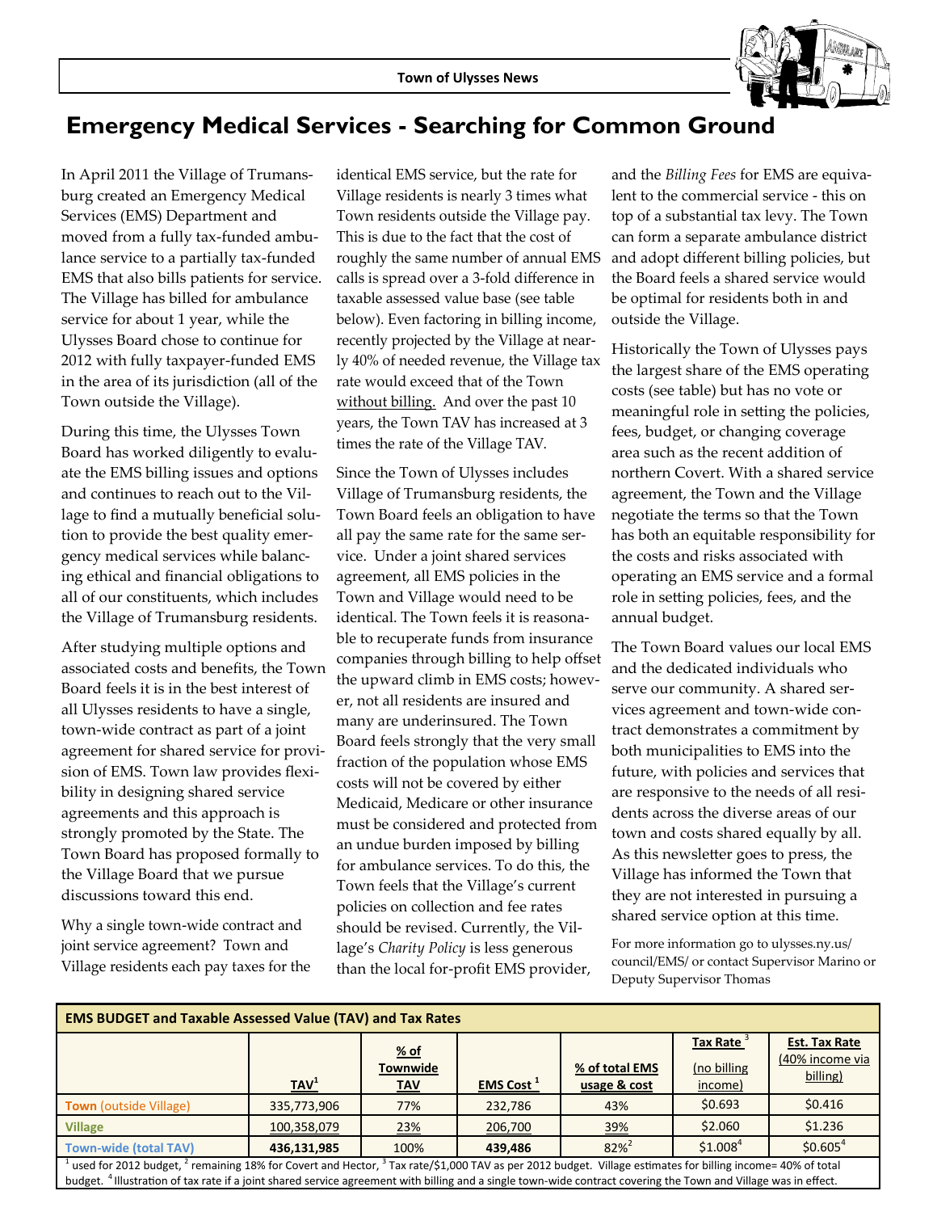# Emergency Medical Services - Searching for Common Ground

In April 2011 the Village of Trumansburg created an Emergency Medical Services (EMS) Department and moved from a fully tax-funded ambulance service to a partially tax-funded EMS that also bills patients for service. The Village has billed for ambulance service for about 1 year, while the Ulysses Board chose to continue for 2012 with fully taxpayer-funded EMS in the area of its jurisdiction (all of the Town outside the Village).

During this time, the Ulysses Town Board has worked diligently to evaluate the EMS billing issues and options and continues to reach out to the Village to find a mutually beneficial solution to provide the best quality emergency medical services while balancing ethical and financial obligations to all of our constituents, which includes the Village of Trumansburg residents.

After studying multiple options and associated costs and benefits, the Town Board feels it is in the best interest of all Ulysses residents to have a single, town-wide contract as part of a joint agreement for shared service for provision of EMS. Town law provides flexibility in designing shared service agreements and this approach is strongly promoted by the State. The Town Board has proposed formally to the Village Board that we pursue discussions toward this end.

Why a single town-wide contract and joint service agreement? Town and Village residents each pay taxes for the identical EMS service, but the rate for Village residents is nearly 3 times what Town residents outside the Village pay. This is due to the fact that the cost of roughly the same number of annual EMS calls is spread over a 3-fold difference in taxable assessed value base (see table below). Even factoring in billing income, recently projected by the Village at nearly 40% of needed revenue, the Village tax rate would exceed that of the Town without billing. And over the past 10 years, the Town TAV has increased at 3 times the rate of the Village TAV.

Since the Town of Ulysses includes Village of Trumansburg residents, the Town Board feels an obligation to have all pay the same rate for the same service. Under a joint shared services agreement, all EMS policies in the Town and Village would need to be identical. The Town feels it is reasonable to recuperate funds from insurance companies through billing to help offset the upward climb in EMS costs; however, not all residents are insured and many are underinsured. The Town Board feels strongly that the very small fraction of the population whose EMS costs will not be covered by either Medicaid, Medicare or other insurance must be considered and protected from an undue burden imposed by billing for ambulance services. To do this, the Town feels that the Village's current policies on collection and fee rates should be revised. Currently, the Village's *Charity Policy* is less generous than the local for-profit EMS provider, and the *Billing Fees* for EMS are equivalent to the commercial service - this on top of a substantial tax levy. The Town can form a separate ambulance district and adopt different billing policies, but the Board feels a shared service would be optimal for residents both in and outside the Village.

Historically the Town of Ulysses pays the largest share of the EMS operating costs (see table) but has no vote or meaningful role in setting the policies, fees, budget, or changing coverage area such as the recent addition of northern Covert. With a shared service agreement, the Town and the Village negotiate the terms so that the Town has both an equitable responsibility for the costs and risks associated with operating an EMS service and a formal role in setting policies, fees, and the annual budget.

The Town Board values our local EMS and the dedicated individuals who serve our community. A shared services agreement and town-wide contract demonstrates a commitment by both municipalities to EMS into the future, with policies and services that are responsive to the needs of all residents across the diverse areas of our town and costs shared equally by all. As this newsletter goes to press, the Village has informed the Town that they are not interested in pursuing a shared service option at this time.

For more information go to ulysses.ny.us/council/EMS/ or contact Supervisor Marino or Deputy Supervisor Thomas

**EMS BUDGET and Taxable Assessed Value (TAV) and Tax Rates**

| | TAV[1] | % of Townwide TAV | EMS Cost[1] | % of total EMS usage & cost | Tax Rate[3] (no billing income) | Est. Tax Rate (40% income via billing) |
|---|---|---|---|---|---|---|
| **Town** (outside Village) | 335,773,906 | 77% | 232,786 | 43% | $0.693 | $0.416 |
| **Village** | 100,358,079 | 23% | 206,700 | 39% | $2.060 | $1.236 |
| **Town-wide (total TAV)** | **436,131,985** | 100% | **439,486** | 82%[2] | $1.008[4] | $0.605[4] |

[1] used for 2012 budget, [2] remaining 18% for Covert and Hector, [3] Tax rate/$1,000 TAV as per 2012 budget. Village estimates for billing income= 40% of total budget. [4] Illustration of tax rate if a joint shared service agreement with billing and a single town-wide contract covering the Town and Village was in effect.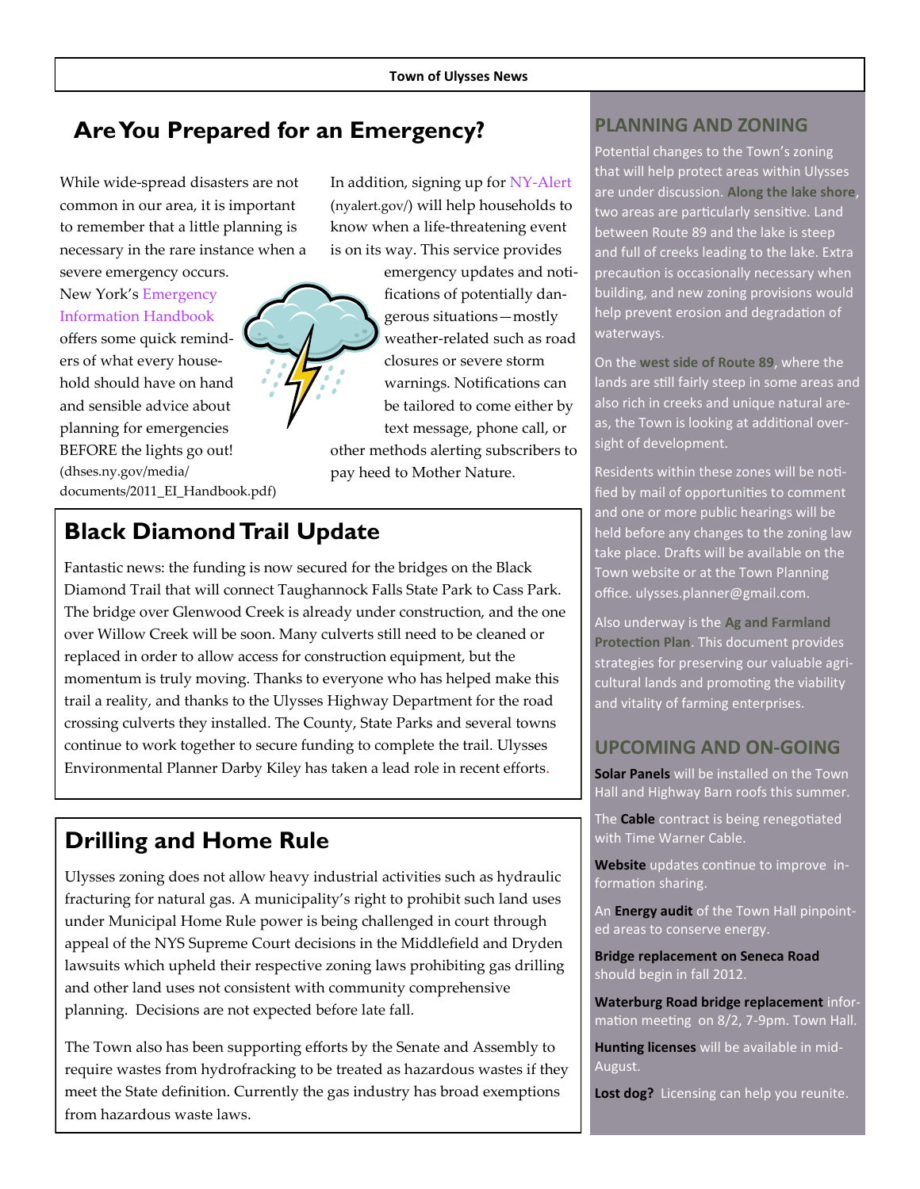## Are You Prepared for an Emergency?

While wide-spread disasters are not common in our area, it is important to remember that a little planning is necessary in the rare instance when a severe emergency occurs. New York's Emergency Information Handbook offers some quick reminders of what every household should have on hand and sensible advice about planning for emergencies BEFORE the lights go out! (dhses.ny.gov/media/documents/2011_EI_Handbook.pdf)

In addition, signing up for NY-Alert (nyalert.gov/) will help households to know when a life-threatening event is on its way. This service provides emergency updates and notifications of potentially dangerous situations—mostly weather-related such as road closures or severe storm warnings. Notifications can be tailored to come either by text message, phone call, or other methods alerting subscribers to pay heed to Mother Nature.

## Black Diamond Trail Update

Fantastic news: the funding is now secured for the bridges on the Black Diamond Trail that will connect Taughannock Falls State Park to Cass Park. The bridge over Glenwood Creek is already under construction, and the one over Willow Creek will be soon. Many culverts still need to be cleaned or replaced in order to allow access for construction equipment, but the momentum is truly moving. Thanks to everyone who has helped make this trail a reality, and thanks to the Ulysses Highway Department for the road crossing culverts they installed. The County, State Parks and several towns continue to work together to secure funding to complete the trail. Ulysses Environmental Planner Darby Kiley has taken a lead role in recent efforts.

## Drilling and Home Rule

Ulysses zoning does not allow heavy industrial activities such as hydraulic fracturing for natural gas. A municipality's right to prohibit such land uses under Municipal Home Rule power is being challenged in court through appeal of the NYS Supreme Court decisions in the Middlefield and Dryden lawsuits which upheld their respective zoning laws prohibiting gas drilling and other land uses not consistent with community comprehensive planning. Decisions are not expected before late fall.

The Town also has been supporting efforts by the Senate and Assembly to require wastes from hydrofracking to be treated as hazardous wastes if they meet the State definition. Currently the gas industry has broad exemptions from hazardous waste laws.

## PLANNING AND ZONING

Potential changes to the Town's zoning that will help protect areas within Ulysses are under discussion. **Along the lake shore**, two areas are particularly sensitive. Land between Route 89 and the lake is steep and full of creeks leading to the lake. Extra precaution is occasionally necessary when building, and new zoning provisions would help prevent erosion and degradation of waterways.

On the **west side of Route 89**, where the lands are still fairly steep in some areas and also rich in creeks and unique natural areas, the Town is looking at additional oversight of development.

Residents within these zones will be notified by mail of opportunities to comment and one or more public hearings will be held before any changes to the zoning law take place. Drafts will be available on the Town website or at the Town Planning office. ulysses.planner@gmail.com.

Also underway is the **Ag and Farmland Protection Plan**. This document provides strategies for preserving our valuable agricultural lands and promoting the viability and vitality of farming enterprises.

## UPCOMING AND ON-GOING

**Solar Panels** will be installed on the Town Hall and Highway Barn roofs this summer.

The **Cable** contract is being renegotiated with Time Warner Cable.

**Website** updates continue to improve information sharing.

An **Energy audit** of the Town Hall pinpointed areas to conserve energy.

**Bridge replacement on Seneca Road** should begin in fall 2012.

**Waterburg Road bridge replacement** information meeting on 8/2, 7-9pm. Town Hall.

**Hunting licenses** will be available in mid-August.

**Lost dog?** Licensing can help you reunite.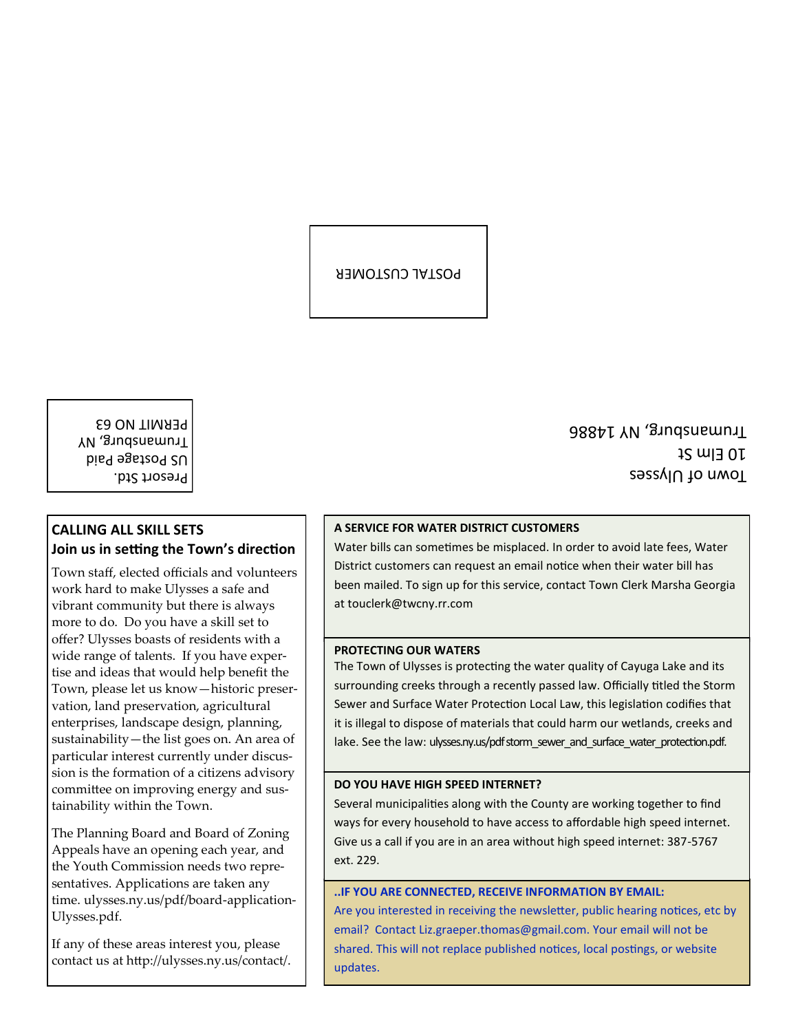POSTAL CUSTOMER

Present Std.
US Postage Paid
Trumansburg, NY
PERMIT NO 63

Town of Ulysses
10 Elm St
Trumansburg, NY 14886

## CALLING ALL SKILL SETS

### Join us in setting the Town's direction

Town staff, elected officials and volunteers work hard to make Ulysses a safe and vibrant community but there is always more to do. Do you have a skill set to offer? Ulysses boasts of residents with a wide range of talents. If you have expertise and ideas that would help benefit the Town, please let us know—historic preservation, land preservation, agricultural enterprises, landscape design, planning, sustainability—the list goes on. An area of particular interest currently under discussion is the formation of a citizens advisory committee on improving energy and sustainability within the Town.

The Planning Board and Board of Zoning Appeals have an opening each year, and the Youth Commission needs two representatives. Applications are taken any time. ulysses.ny.us/pdf/board-application-Ulysses.pdf.

If any of these areas interest you, please contact us at http://ulysses.ny.us/contact/.

## A SERVICE FOR WATER DISTRICT CUSTOMERS

Water bills can sometimes be misplaced. In order to avoid late fees, Water District customers can request an email notice when their water bill has been mailed. To sign up for this service, contact Town Clerk Marsha Georgia at touclerk@twcny.rr.com

## PROTECTING OUR WATERS

The Town of Ulysses is protecting the water quality of Cayuga Lake and its surrounding creeks through a recently passed law. Officially titled the Storm Sewer and Surface Water Protection Local Law, this legislation codifies that it is illegal to dispose of materials that could harm our wetlands, creeks and lake. See the law: ulysses.ny.us/pdf storm_sewer_and_surface_water_protection.pdf.

## DO YOU HAVE HIGH SPEED INTERNET?

Several municipalities along with the County are working together to find ways for every household to have access to affordable high speed internet. Give us a call if you are in an area without high speed internet: 387-5767 ext. 229.

## ..IF YOU ARE CONNECTED, RECEIVE INFORMATION BY EMAIL:

Are you interested in receiving the newsletter, public hearing notices, etc by email? Contact Liz.graeper.thomas@gmail.com. Your email will not be shared. This will not replace published notices, local postings, or website updates.